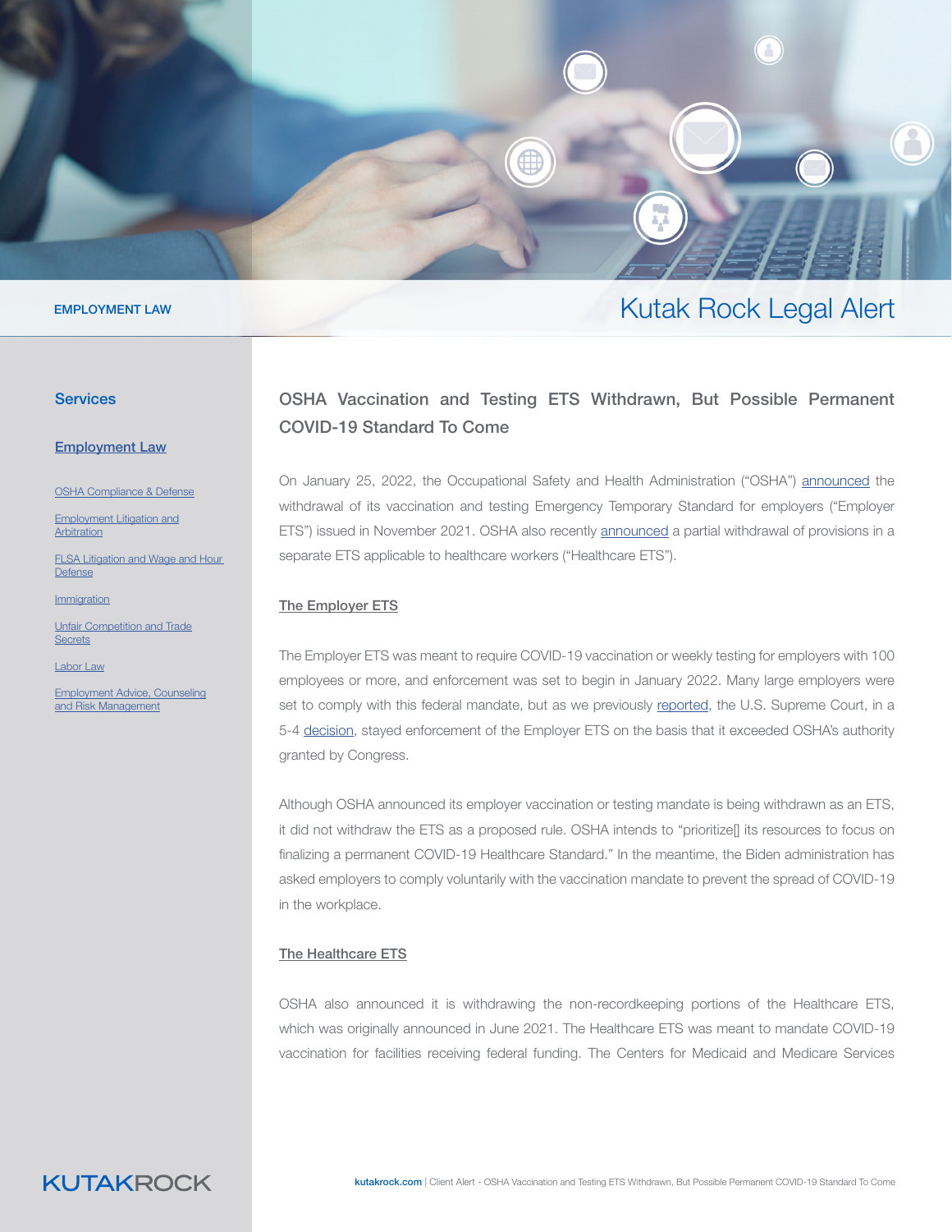EMPLOYMENT LAW

# Kutak Rock Legal Alert

## Services

### Employment Law

- OSHA Compliance & Defense
- Employment Litigation and Arbitration
- FLSA Litigation and Wage and Hour Defense
- Immigration
- Unfair Competition and Trade Secrets
- Labor Law
- Employment Advice, Counseling and Risk Management

## OSHA Vaccination and Testing ETS Withdrawn, But Possible Permanent COVID-19 Standard To Come

On January 25, 2022, the Occupational Safety and Health Administration ("OSHA") announced the withdrawal of its vaccination and testing Emergency Temporary Standard for employers ("Employer ETS") issued in November 2021. OSHA also recently announced a partial withdrawal of provisions in a separate ETS applicable to healthcare workers ("Healthcare ETS").

### The Employer ETS

The Employer ETS was meant to require COVID-19 vaccination or weekly testing for employers with 100 employees or more, and enforcement was set to begin in January 2022. Many large employers were set to comply with this federal mandate, but as we previously reported, the U.S. Supreme Court, in a 5-4 decision, stayed enforcement of the Employer ETS on the basis that it exceeded OSHA's authority granted by Congress.

Although OSHA announced its employer vaccination or testing mandate is being withdrawn as an ETS, it did not withdraw the ETS as a proposed rule. OSHA intends to "prioritize[] its resources to focus on finalizing a permanent COVID-19 Healthcare Standard." In the meantime, the Biden administration has asked employers to comply voluntarily with the vaccination mandate to prevent the spread of COVID-19 in the workplace.

### The Healthcare ETS

OSHA also announced it is withdrawing the non-recordkeeping portions of the Healthcare ETS, which was originally announced in June 2021. The Healthcare ETS was meant to mandate COVID-19 vaccination for facilities receiving federal funding. The Centers for Medicaid and Medicare Services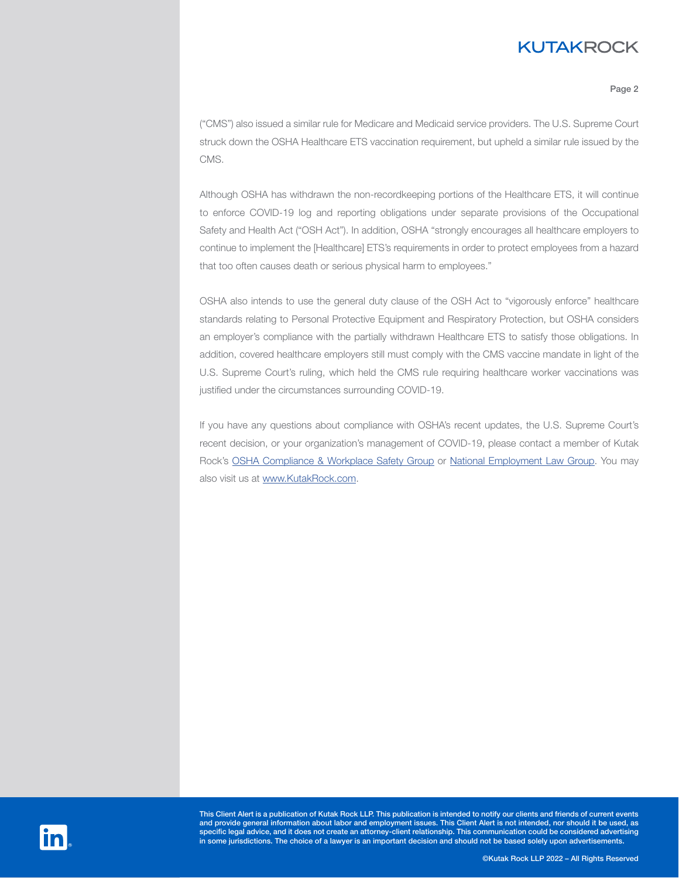("CMS") also issued a similar rule for Medicare and Medicaid service providers. The U.S. Supreme Court struck down the OSHA Healthcare ETS vaccination requirement, but upheld a similar rule issued by the CMS.

Although OSHA has withdrawn the non-recordkeeping portions of the Healthcare ETS, it will continue to enforce COVID-19 log and reporting obligations under separate provisions of the Occupational Safety and Health Act ("OSH Act"). In addition, OSHA "strongly encourages all healthcare employers to continue to implement the [Healthcare] ETS's requirements in order to protect employees from a hazard that too often causes death or serious physical harm to employees."

OSHA also intends to use the general duty clause of the OSH Act to "vigorously enforce" healthcare standards relating to Personal Protective Equipment and Respiratory Protection, but OSHA considers an employer's compliance with the partially withdrawn Healthcare ETS to satisfy those obligations. In addition, covered healthcare employers still must comply with the CMS vaccine mandate in light of the U.S. Supreme Court's ruling, which held the CMS rule requiring healthcare worker vaccinations was justified under the circumstances surrounding COVID-19.

If you have any questions about compliance with OSHA's recent updates, the U.S. Supreme Court's recent decision, or your organization's management of COVID-19, please contact a member of Kutak Rock's OSHA Compliance & Workplace Safety Group or National Employment Law Group. You may also visit us at www.KutakRock.com.

**This Client Alert is a publication of Kutak Rock LLP. This publication is intended to notify our clients and friends of current events and provide general information about labor and employment issues. This Client Alert is not intended, nor should it be used, as specific legal advice, and it does not create an attorney-client relationship. This communication could be considered advertising in some jurisdictions. The choice of a lawyer is an important decision and should not be based solely upon advertisements.**

**©Kutak Rock LLP 2022 – All Rights Reserved**